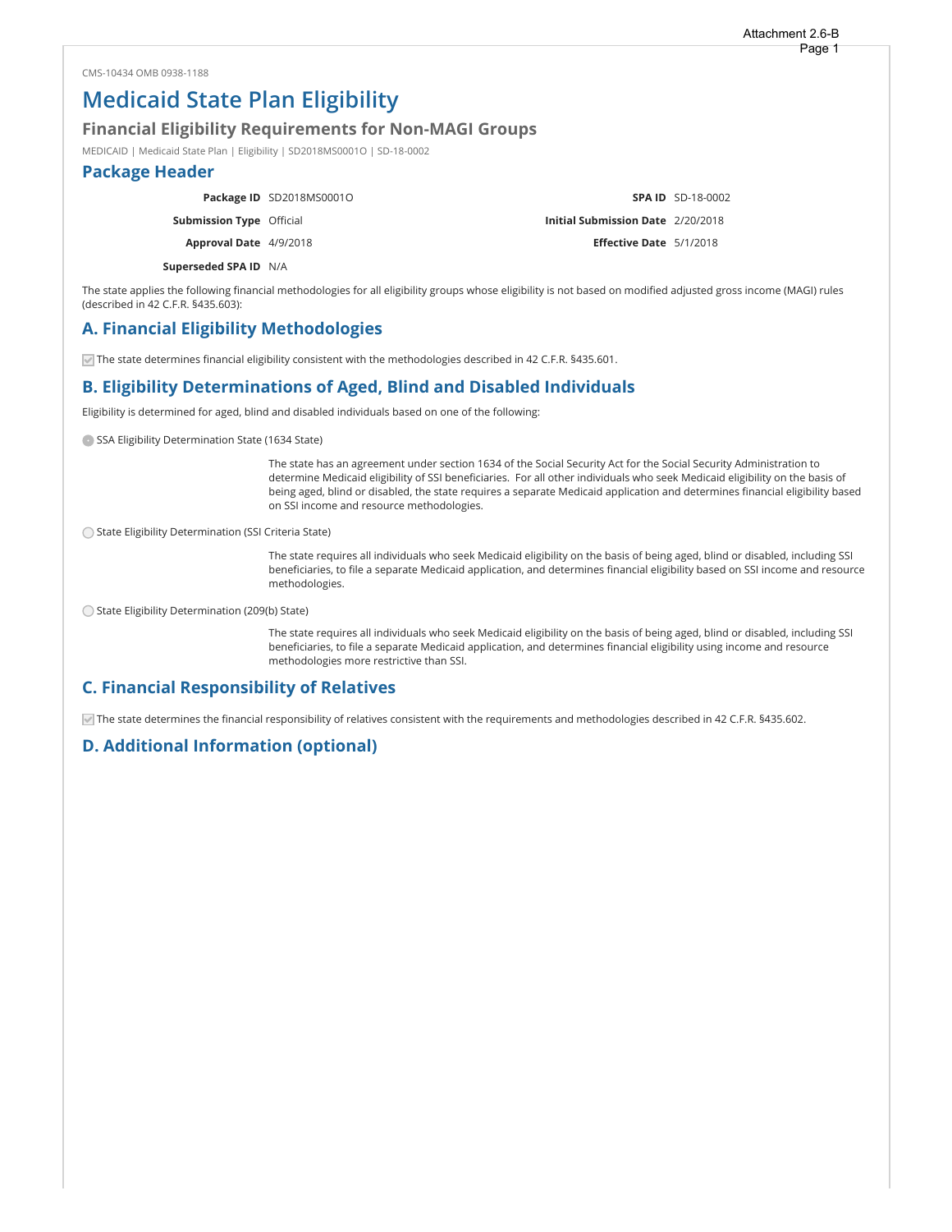CMS-10434 OMB 0938-1188

# Medicaid State Plan Eligibility

## Financial Eligibility Requirements for Non-MAGI Groups

MEDICAID | Medicaid State Plan | Eligibility | SD2018MS0001O | SD-18-0002

## Package Header

| | | | |
|---|---|---|---|
| **Package ID** | SD2018MS0001O | **SPA ID** | SD-18-0002 |
| **Submission Type** | Official | **Initial Submission Date** | 2/20/2018 |
| **Approval Date** | 4/9/2018 | **Effective Date** | 5/1/2018 |
| **Superseded SPA ID** | N/A | | |

The state applies the following financial methodologies for all eligibility groups whose eligibility is not based on modified adjusted gross income (MAGI) rules (described in 42 C.F.R. §435.603):

## A. Financial Eligibility Methodologies

☑ The state determines financial eligibility consistent with the methodologies described in 42 C.F.R. §435.601.

## B. Eligibility Determinations of Aged, Blind and Disabled Individuals

Eligibility is determined for aged, blind and disabled individuals based on one of the following:

◉ SSA Eligibility Determination State (1634 State)

The state has an agreement under section 1634 of the Social Security Act for the Social Security Administration to determine Medicaid eligibility of SSI beneficiaries. For all other individuals who seek Medicaid eligibility on the basis of being aged, blind or disabled, the state requires a separate Medicaid application and determines financial eligibility based on SSI income and resource methodologies.

○ State Eligibility Determination (SSI Criteria State)

The state requires all individuals who seek Medicaid eligibility on the basis of being aged, blind or disabled, including SSI beneficiaries, to file a separate Medicaid application, and determines financial eligibility based on SSI income and resource methodologies.

○ State Eligibility Determination (209(b) State)

The state requires all individuals who seek Medicaid eligibility on the basis of being aged, blind or disabled, including SSI beneficiaries, to file a separate Medicaid application, and determines financial eligibility using income and resource methodologies more restrictive than SSI.

## C. Financial Responsibility of Relatives

☑ The state determines the financial responsibility of relatives consistent with the requirements and methodologies described in 42 C.F.R. §435.602.

## D. Additional Information (optional)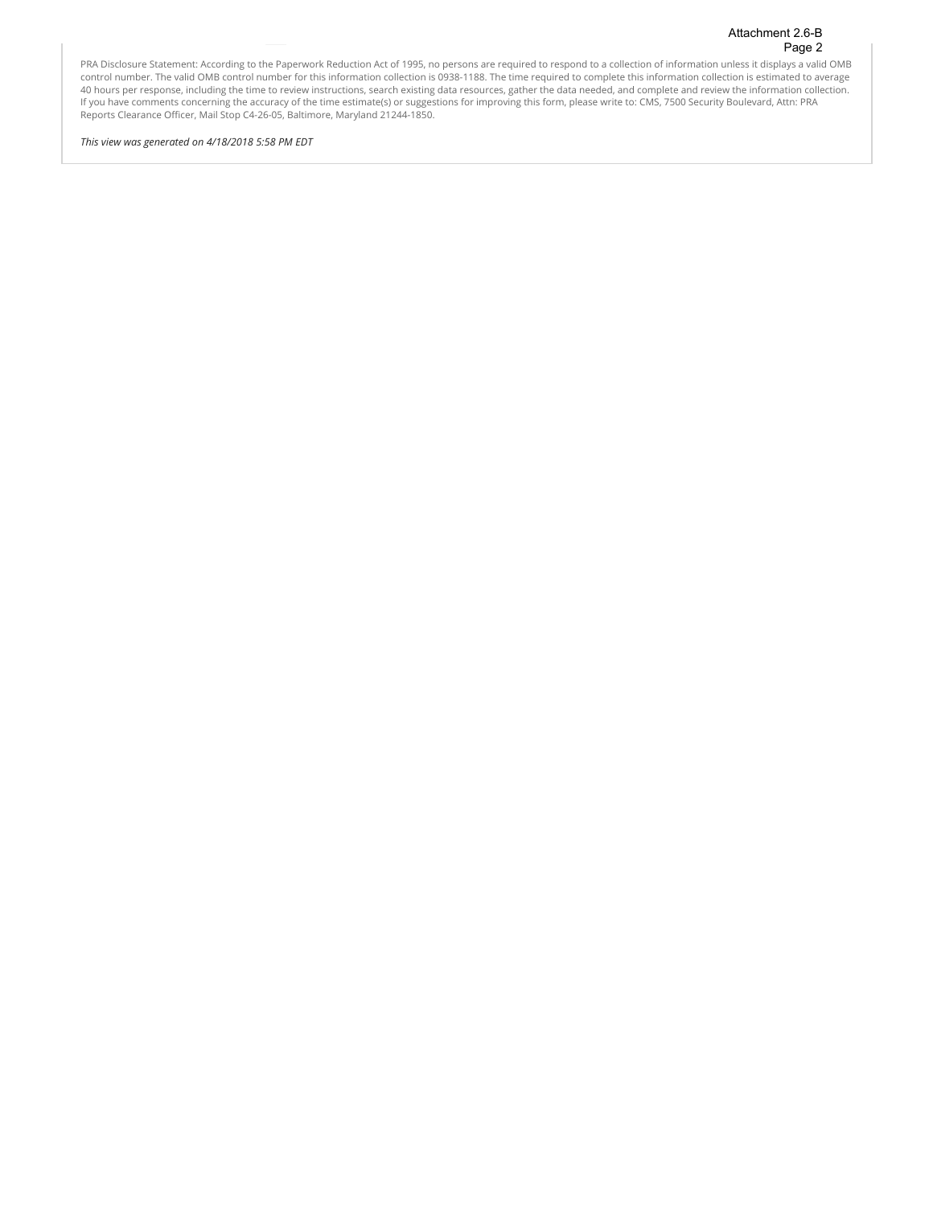PRA Disclosure Statement: According to the Paperwork Reduction Act of 1995, no persons are required to respond to a collection of information unless it displays a valid OMB control number. The valid OMB control number for this information collection is 0938-1188. The time required to complete this information collection is estimated to average 40 hours per response, including the time to review instructions, search existing data resources, gather the data needed, and complete and review the information collection. If you have comments concerning the accuracy of the time estimate(s) or suggestions for improving this form, please write to: CMS, 7500 Security Boulevard, Attn: PRA Reports Clearance Officer, Mail Stop C4-26-05, Baltimore, Maryland 21244-1850.

*This view was generated on 4/18/2018 5:58 PM EDT*